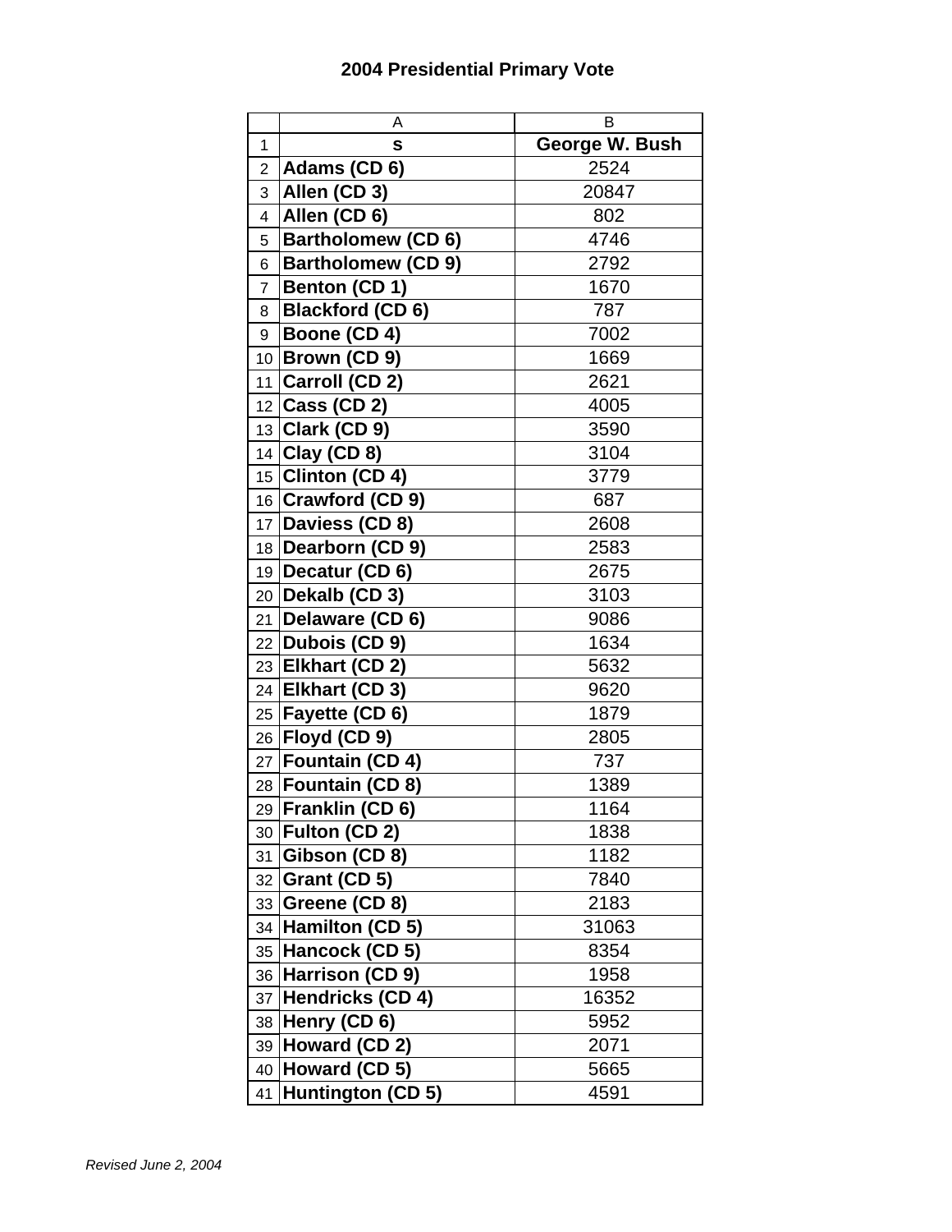# 2004 Presidential Primary Vote

| | A | B |
|---|---|---|
| 1 | **s** | **George W. Bush** |
| 2 | **Adams (CD 6)** | 2524 |
| 3 | **Allen (CD 3)** | 20847 |
| 4 | **Allen (CD 6)** | 802 |
| 5 | **Bartholomew (CD 6)** | 4746 |
| 6 | **Bartholomew (CD 9)** | 2792 |
| 7 | **Benton (CD 1)** | 1670 |
| 8 | **Blackford (CD 6)** | 787 |
| 9 | **Boone (CD 4)** | 7002 |
| 10 | **Brown (CD 9)** | 1669 |
| 11 | **Carroll (CD 2)** | 2621 |
| 12 | **Cass (CD 2)** | 4005 |
| 13 | **Clark (CD 9)** | 3590 |
| 14 | **Clay (CD 8)** | 3104 |
| 15 | **Clinton (CD 4)** | 3779 |
| 16 | **Crawford (CD 9)** | 687 |
| 17 | **Daviess (CD 8)** | 2608 |
| 18 | **Dearborn (CD 9)** | 2583 |
| 19 | **Decatur (CD 6)** | 2675 |
| 20 | **Dekalb (CD 3)** | 3103 |
| 21 | **Delaware (CD 6)** | 9086 |
| 22 | **Dubois (CD 9)** | 1634 |
| 23 | **Elkhart (CD 2)** | 5632 |
| 24 | **Elkhart (CD 3)** | 9620 |
| 25 | **Fayette (CD 6)** | 1879 |
| 26 | **Floyd (CD 9)** | 2805 |
| 27 | **Fountain (CD 4)** | 737 |
| 28 | **Fountain (CD 8)** | 1389 |
| 29 | **Franklin (CD 6)** | 1164 |
| 30 | **Fulton (CD 2)** | 1838 |
| 31 | **Gibson (CD 8)** | 1182 |
| 32 | **Grant (CD 5)** | 7840 |
| 33 | **Greene (CD 8)** | 2183 |
| 34 | **Hamilton (CD 5)** | 31063 |
| 35 | **Hancock (CD 5)** | 8354 |
| 36 | **Harrison (CD 9)** | 1958 |
| 37 | **Hendricks (CD 4)** | 16352 |
| 38 | **Henry (CD 6)** | 5952 |
| 39 | **Howard (CD 2)** | 2071 |
| 40 | **Howard (CD 5)** | 5665 |
| 41 | **Huntington (CD 5)** | 4591 |

*Revised June 2, 2004*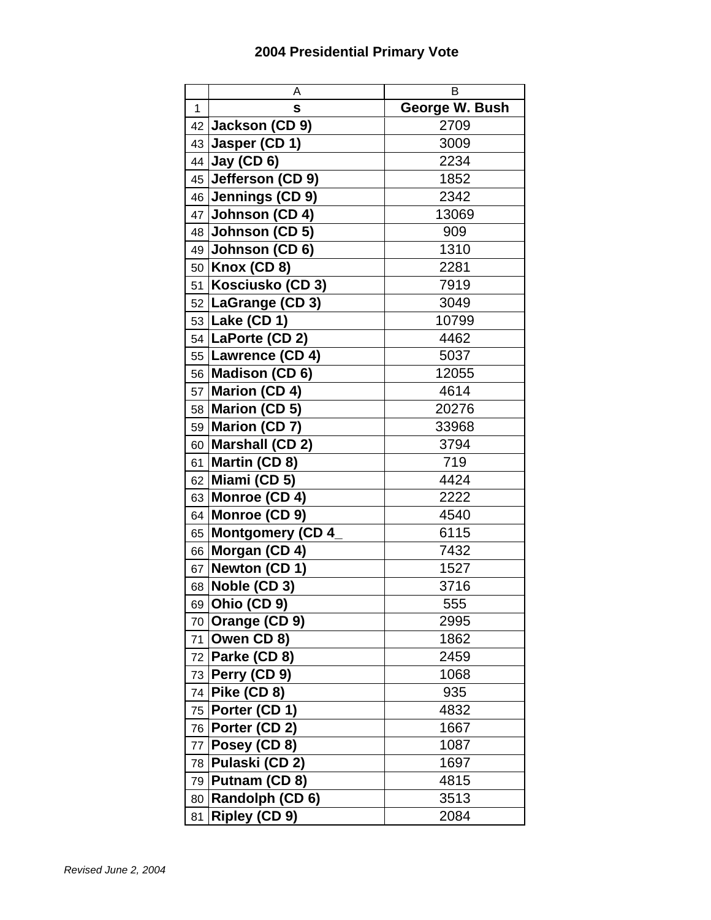# 2004 Presidential Primary Vote

|  | A | B |
|---|---|---|
| 1 | s | George W. Bush |
| 42 | Jackson (CD 9) | 2709 |
| 43 | Jasper (CD 1) | 3009 |
| 44 | Jay (CD 6) | 2234 |
| 45 | Jefferson (CD 9) | 1852 |
| 46 | Jennings (CD 9) | 2342 |
| 47 | Johnson (CD 4) | 13069 |
| 48 | Johnson (CD 5) | 909 |
| 49 | Johnson (CD 6) | 1310 |
| 50 | Knox (CD 8) | 2281 |
| 51 | Kosciusko (CD 3) | 7919 |
| 52 | LaGrange (CD 3) | 3049 |
| 53 | Lake (CD 1) | 10799 |
| 54 | LaPorte (CD 2) | 4462 |
| 55 | Lawrence (CD 4) | 5037 |
| 56 | Madison (CD 6) | 12055 |
| 57 | Marion (CD 4) | 4614 |
| 58 | Marion (CD 5) | 20276 |
| 59 | Marion (CD 7) | 33968 |
| 60 | Marshall (CD 2) | 3794 |
| 61 | Martin (CD 8) | 719 |
| 62 | Miami (CD 5) | 4424 |
| 63 | Monroe (CD 4) | 2222 |
| 64 | Monroe (CD 9) | 4540 |
| 65 | Montgomery (CD 4_ | 6115 |
| 66 | Morgan (CD 4) | 7432 |
| 67 | Newton (CD 1) | 1527 |
| 68 | Noble (CD 3) | 3716 |
| 69 | Ohio (CD 9) | 555 |
| 70 | Orange (CD 9) | 2995 |
| 71 | Owen CD 8) | 1862 |
| 72 | Parke (CD 8) | 2459 |
| 73 | Perry (CD 9) | 1068 |
| 74 | Pike (CD 8) | 935 |
| 75 | Porter (CD 1) | 4832 |
| 76 | Porter (CD 2) | 1667 |
| 77 | Posey (CD 8) | 1087 |
| 78 | Pulaski (CD 2) | 1697 |
| 79 | Putnam (CD 8) | 4815 |
| 80 | Randolph (CD 6) | 3513 |
| 81 | Ripley (CD 9) | 2084 |

*Revised June 2, 2004*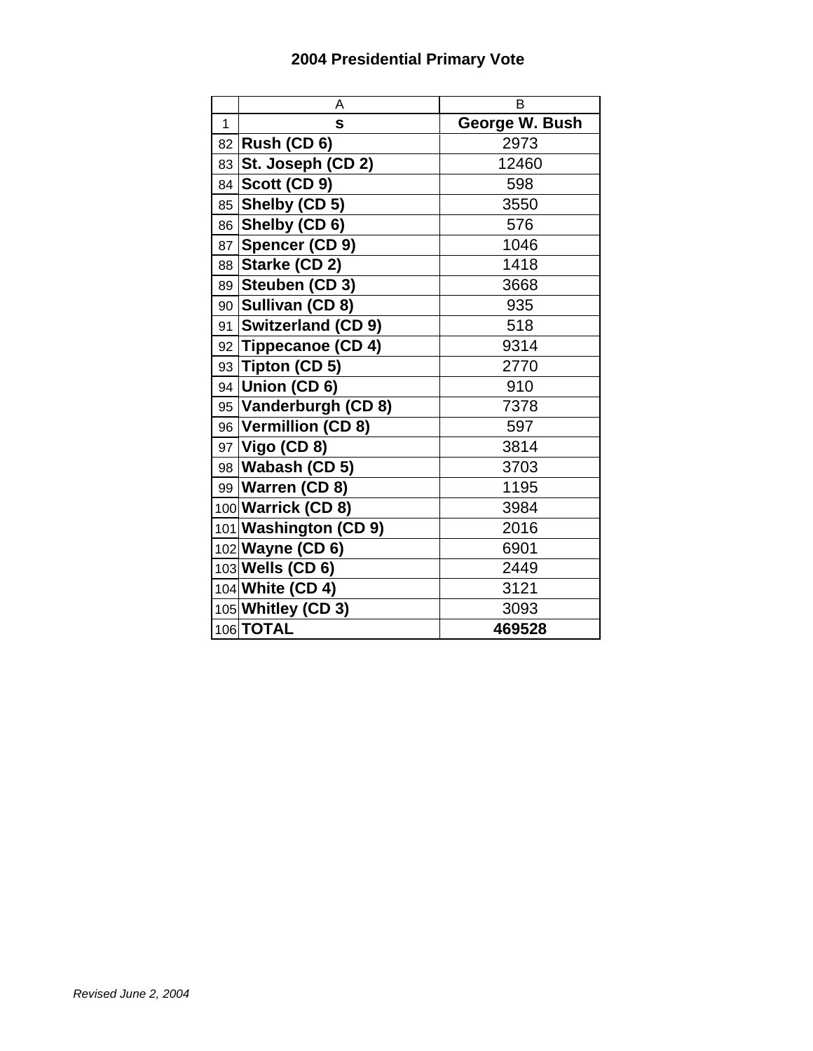# 2004 Presidential Primary Vote

| | A | B |
|---|---|---|
| 1 | **s** | **George W. Bush** |
| 82 | **Rush (CD 6)** | 2973 |
| 83 | **St. Joseph (CD 2)** | 12460 |
| 84 | **Scott (CD 9)** | 598 |
| 85 | **Shelby (CD 5)** | 3550 |
| 86 | **Shelby (CD 6)** | 576 |
| 87 | **Spencer (CD 9)** | 1046 |
| 88 | **Starke (CD 2)** | 1418 |
| 89 | **Steuben (CD 3)** | 3668 |
| 90 | **Sullivan (CD 8)** | 935 |
| 91 | **Switzerland (CD 9)** | 518 |
| 92 | **Tippecanoe (CD 4)** | 9314 |
| 93 | **Tipton (CD 5)** | 2770 |
| 94 | **Union (CD 6)** | 910 |
| 95 | **Vanderburgh (CD 8)** | 7378 |
| 96 | **Vermillion (CD 8)** | 597 |
| 97 | **Vigo (CD 8)** | 3814 |
| 98 | **Wabash (CD 5)** | 3703 |
| 99 | **Warren (CD 8)** | 1195 |
| 100 | **Warrick (CD 8)** | 3984 |
| 101 | **Washington (CD 9)** | 2016 |
| 102 | **Wayne (CD 6)** | 6901 |
| 103 | **Wells (CD 6)** | 2449 |
| 104 | **White (CD 4)** | 3121 |
| 105 | **Whitley (CD 3)** | 3093 |
| 106 | **TOTAL** | **469528** |

*Revised June 2, 2004*